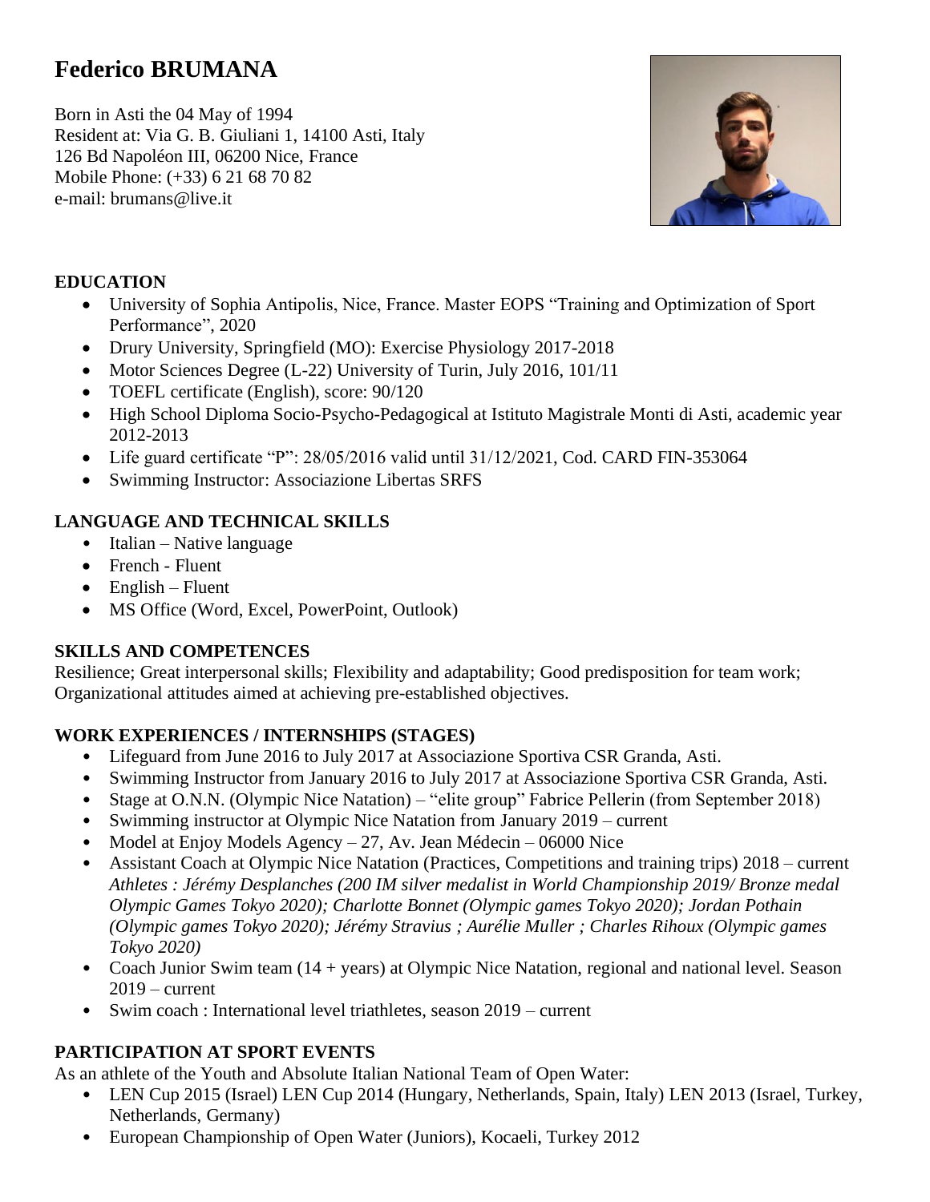# Federico BRUMANA

Born in Asti the 04 May of 1994
Resident at: Via G. B. Giuliani 1, 14100 Asti, Italy
126 Bd Napoléon III, 06200 Nice, France
Mobile Phone: (+33) 6 21 68 70 82
e-mail: brumans@live.it

## EDUCATION

- University of Sophia Antipolis, Nice, France. Master EOPS "Training and Optimization of Sport Performance", 2020
- Drury University, Springfield (MO): Exercise Physiology 2017-2018
- Motor Sciences Degree (L-22) University of Turin, July 2016, 101/11
- TOEFL certificate (English), score: 90/120
- High School Diploma Socio-Psycho-Pedagogical at Istituto Magistrale Monti di Asti, academic year 2012-2013
- Life guard certificate "P": 28/05/2016 valid until 31/12/2021, Cod. CARD FIN-353064
- Swimming Instructor: Associazione Libertas SRFS

## LANGUAGE AND TECHNICAL SKILLS

- Italian – Native language
- French - Fluent
- English – Fluent
- MS Office (Word, Excel, PowerPoint, Outlook)

## SKILLS AND COMPETENCES

Resilience; Great interpersonal skills; Flexibility and adaptability; Good predisposition for team work; Organizational attitudes aimed at achieving pre-established objectives.

## WORK EXPERIENCES / INTERNSHIPS (STAGES)

- Lifeguard from June 2016 to July 2017 at Associazione Sportiva CSR Granda, Asti.
- Swimming Instructor from January 2016 to July 2017 at Associazione Sportiva CSR Granda, Asti.
- Stage at O.N.N. (Olympic Nice Natation) – "elite group" Fabrice Pellerin (from September 2018)
- Swimming instructor at Olympic Nice Natation from January 2019 – current
- Model at Enjoy Models Agency – 27, Av. Jean Médecin – 06000 Nice
- Assistant Coach at Olympic Nice Natation (Practices, Competitions and training trips) 2018 – current
  *Athletes : Jérémy Desplanches (200 IM silver medalist in World Championship 2019/ Bronze medal Olympic Games Tokyo 2020); Charlotte Bonnet (Olympic games Tokyo 2020); Jordan Pothain (Olympic games Tokyo 2020); Jérémy Stravius ; Aurélie Muller ; Charles Rihoux (Olympic games Tokyo 2020)*
- Coach Junior Swim team (14 + years) at Olympic Nice Natation, regional and national level. Season 2019 – current
- Swim coach : International level triathletes, season 2019 – current

## PARTICIPATION AT SPORT EVENTS

As an athlete of the Youth and Absolute Italian National Team of Open Water:

- LEN Cup 2015 (Israel) LEN Cup 2014 (Hungary, Netherlands, Spain, Italy) LEN 2013 (Israel, Turkey, Netherlands, Germany)
- European Championship of Open Water (Juniors), Kocaeli, Turkey 2012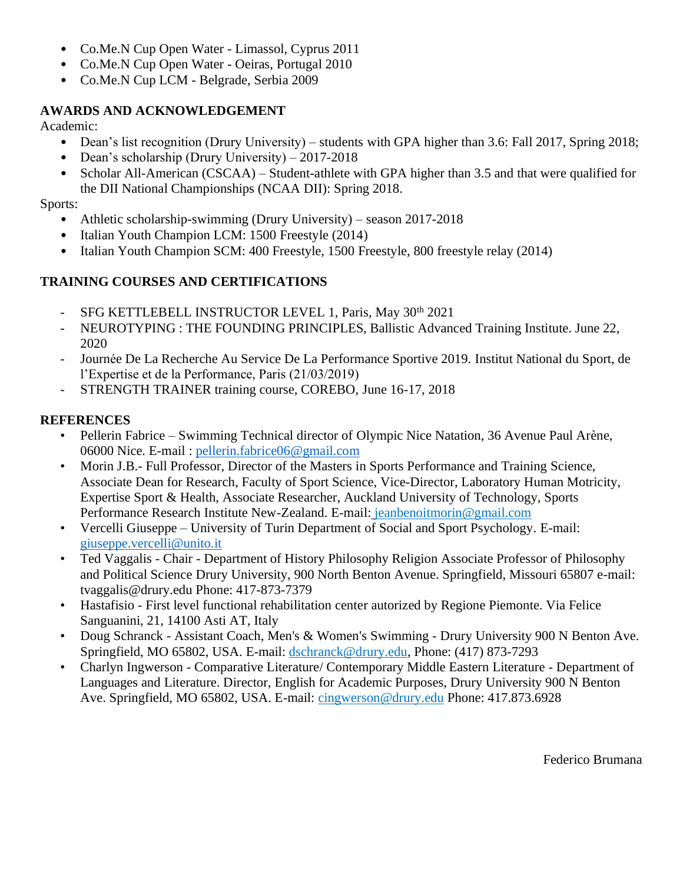- Co.Me.N Cup Open Water - Limassol, Cyprus 2011
- Co.Me.N Cup Open Water - Oeiras, Portugal 2010
- Co.Me.N Cup LCM - Belgrade, Serbia 2009

## AWARDS AND ACKNOWLEDGEMENT

Academic:

- Dean's list recognition (Drury University) – students with GPA higher than 3.6: Fall 2017, Spring 2018;
- Dean's scholarship (Drury University) – 2017-2018
- Scholar All-American (CSCAA) – Student-athlete with GPA higher than 3.5 and that were qualified for the DII National Championships (NCAA DII): Spring 2018.

Sports:

- Athletic scholarship-swimming (Drury University) – season 2017-2018
- Italian Youth Champion LCM: 1500 Freestyle (2014)
- Italian Youth Champion SCM: 400 Freestyle, 1500 Freestyle, 800 freestyle relay (2014)

## TRAINING COURSES AND CERTIFICATIONS

- SFG KETTLEBELL INSTRUCTOR LEVEL 1, Paris, May 30th 2021
- NEUROTYPING : THE FOUNDING PRINCIPLES, Ballistic Advanced Training Institute. June 22, 2020
- Journée De La Recherche Au Service De La Performance Sportive 2019. Institut National du Sport, de l'Expertise et de la Performance, Paris (21/03/2019)
- STRENGTH TRAINER training course, COREBO, June 16-17, 2018

## REFERENCES

- Pellerin Fabrice – Swimming Technical director of Olympic Nice Natation, 36 Avenue Paul Arène, 06000 Nice. E-mail : pellerin.fabrice06@gmail.com
- Morin J.B.- Full Professor, Director of the Masters in Sports Performance and Training Science, Associate Dean for Research, Faculty of Sport Science, Vice-Director, Laboratory Human Motricity, Expertise Sport & Health, Associate Researcher, Auckland University of Technology, Sports Performance Research Institute New-Zealand. E-mail: jeanbenoitmorin@gmail.com
- Vercelli Giuseppe – University of Turin Department of Social and Sport Psychology. E-mail: giuseppe.vercelli@unito.it
- Ted Vaggalis - Chair - Department of History Philosophy Religion Associate Professor of Philosophy and Political Science Drury University, 900 North Benton Avenue. Springfield, Missouri 65807 e-mail: tvaggalis@drury.edu Phone: 417-873-7379
- Hastafisio - First level functional rehabilitation center autorized by Regione Piemonte. Via Felice Sanguanini, 21, 14100 Asti AT, Italy
- Doug Schranck - Assistant Coach, Men's & Women's Swimming - Drury University 900 N Benton Ave. Springfield, MO 65802, USA. E-mail: dschranck@drury.edu, Phone: (417) 873-7293
- Charlyn Ingwerson - Comparative Literature/ Contemporary Middle Eastern Literature - Department of Languages and Literature. Director, English for Academic Purposes, Drury University 900 N Benton Ave. Springfield, MO 65802, USA. E-mail: cingwerson@drury.edu Phone: 417.873.6928

Federico Brumana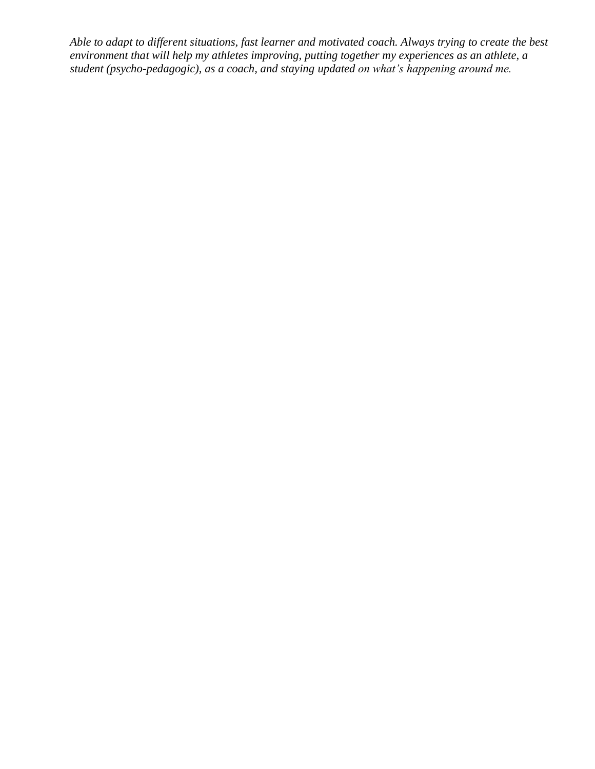*Able to adapt to different situations, fast learner and motivated coach. Always trying to create the best environment that will help my athletes improving, putting together my experiences as an athlete, a student (psycho-pedagogic), as a coach, and staying updated on what's happening around me.*